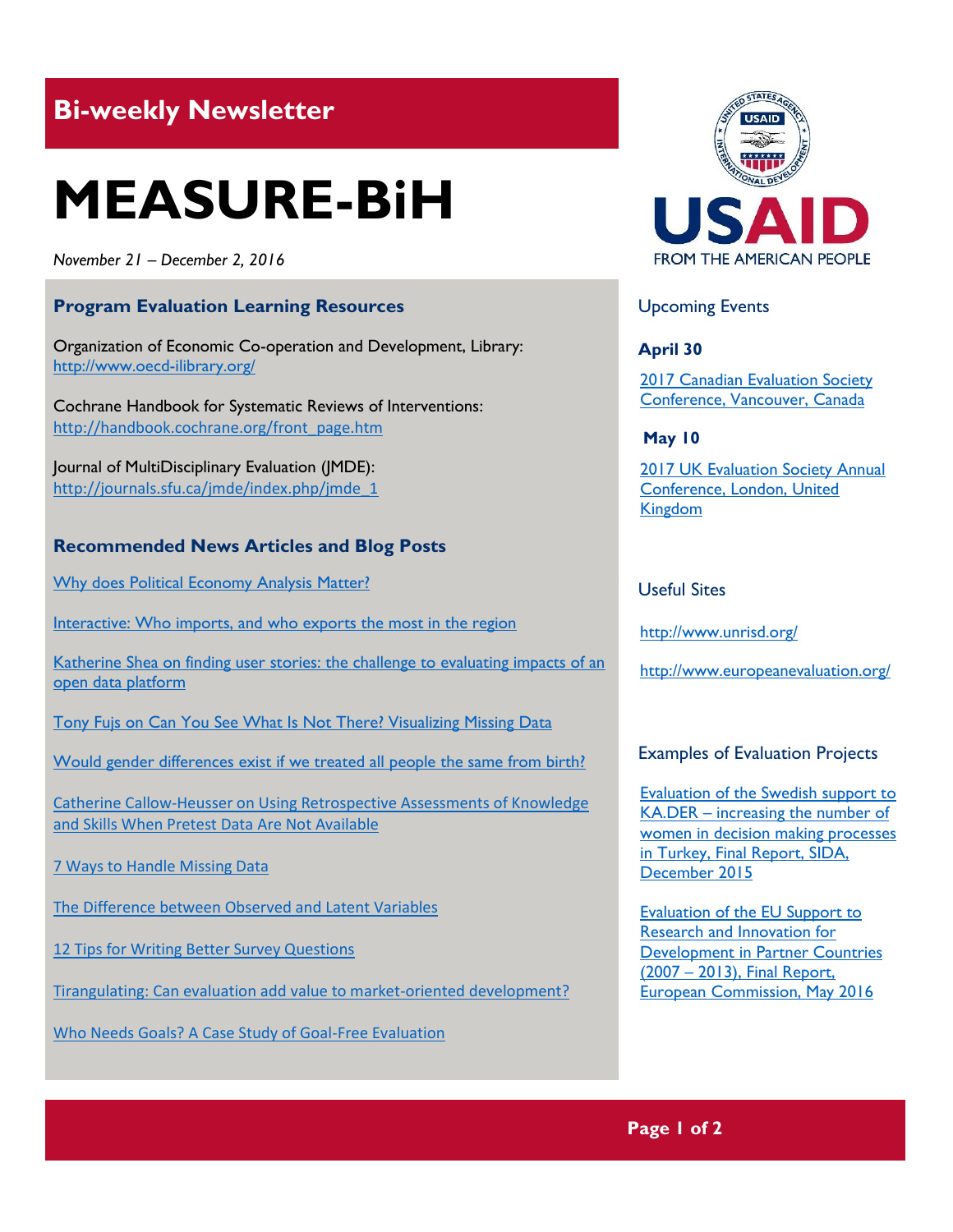## Bi-weekly Newsletter

# MEASURE-BiH

*November 21 – December 2, 2016*

### Program Evaluation Learning Resources

Organization of Economic Co-operation and Development, Library: http://www.oecd-ilibrary.org/

Cochrane Handbook for Systematic Reviews of Interventions: http://handbook.cochrane.org/front_page.htm

Journal of MultiDisciplinary Evaluation (JMDE): http://journals.sfu.ca/jmde/index.php/jmde_1

### Recommended News Articles and Blog Posts

Why does Political Economy Analysis Matter?

Interactive: Who imports, and who exports the most in the region

Katherine Shea on finding user stories: the challenge to evaluating impacts of an open data platform

Tony Fujs on Can You See What Is Not There? Visualizing Missing Data

Would gender differences exist if we treated all people the same from birth?

Catherine Callow-Heusser on Using Retrospective Assessments of Knowledge and Skills When Pretest Data Are Not Available

7 Ways to Handle Missing Data

The Difference between Observed and Latent Variables

12 Tips for Writing Better Survey Questions

Tirangulating: Can evaluation add value to market-oriented development?

Who Needs Goals? A Case Study of Goal-Free Evaluation

USAID FROM THE AMERICAN PEOPLE

### Upcoming Events

**April 30**

2017 Canadian Evaluation Society Conference, Vancouver, Canada

**May 10**

2017 UK Evaluation Society Annual Conference, London, United Kingdom

### Useful Sites

http://www.unrisd.org/

http://www.europeanevaluation.org/

### Examples of Evaluation Projects

Evaluation of the Swedish support to KA.DER – increasing the number of women in decision making processes in Turkey, Final Report, SIDA, December 2015

Evaluation of the EU Support to Research and Innovation for Development in Partner Countries (2007 – 2013), Final Report, European Commission, May 2016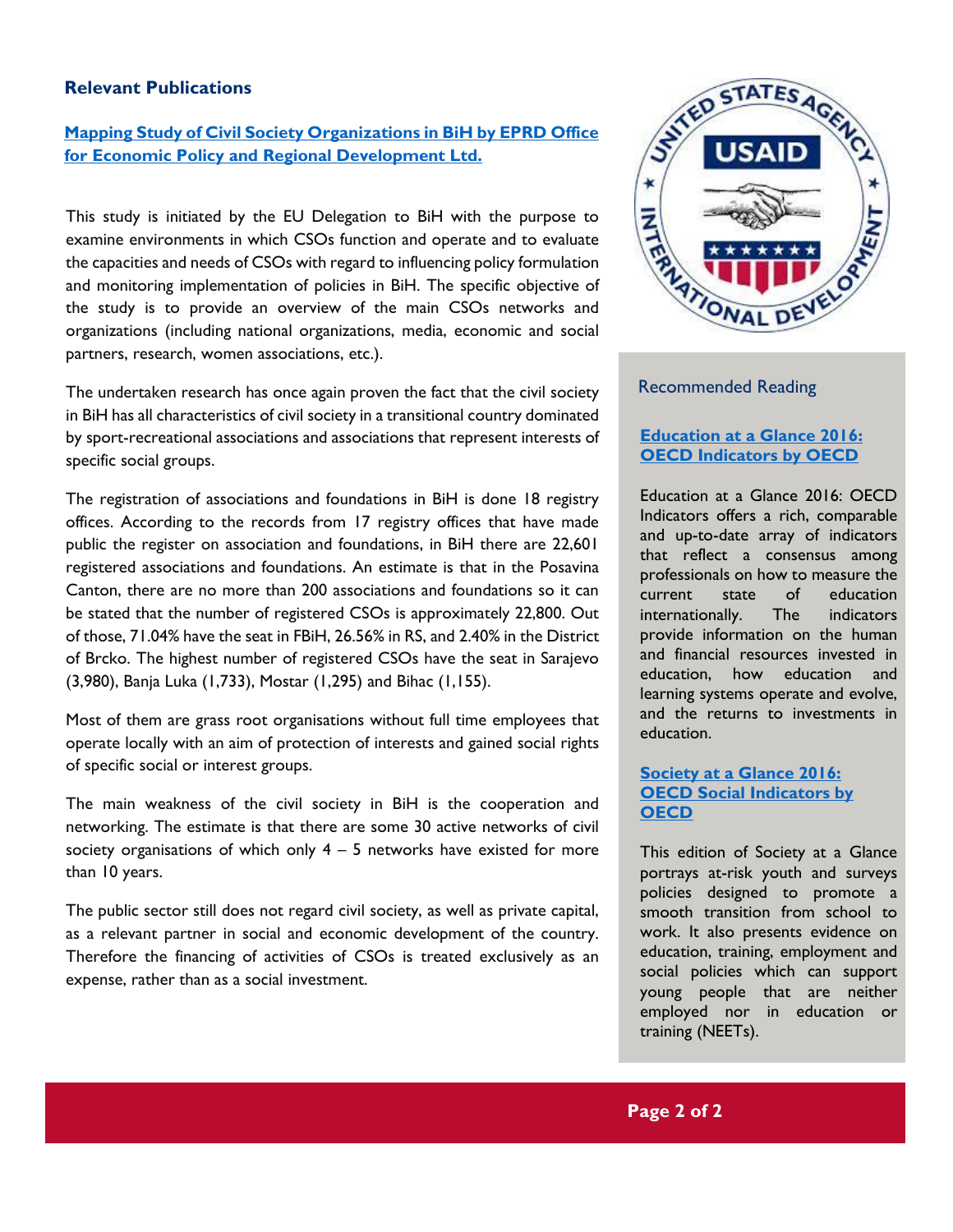## Relevant Publications

### Mapping Study of Civil Society Organizations in BiH by EPRD Office for Economic Policy and Regional Development Ltd.

This study is initiated by the EU Delegation to BiH with the purpose to examine environments in which CSOs function and operate and to evaluate the capacities and needs of CSOs with regard to influencing policy formulation and monitoring implementation of policies in BiH. The specific objective of the study is to provide an overview of the main CSOs networks and organizations (including national organizations, media, economic and social partners, research, women associations, etc.).

The undertaken research has once again proven the fact that the civil society in BiH has all characteristics of civil society in a transitional country dominated by sport-recreational associations and associations that represent interests of specific social groups.

The registration of associations and foundations in BiH is done 18 registry offices. According to the records from 17 registry offices that have made public the register on association and foundations, in BiH there are 22,601 registered associations and foundations. An estimate is that in the Posavina Canton, there are no more than 200 associations and foundations so it can be stated that the number of registered CSOs is approximately 22,800. Out of those, 71.04% have the seat in FBiH, 26.56% in RS, and 2.40% in the District of Brcko. The highest number of registered CSOs have the seat in Sarajevo (3,980), Banja Luka (1,733), Mostar (1,295) and Bihac (1,155).

Most of them are grass root organisations without full time employees that operate locally with an aim of protection of interests and gained social rights of specific social or interest groups.

The main weakness of the civil society in BiH is the cooperation and networking. The estimate is that there are some 30 active networks of civil society organisations of which only 4 – 5 networks have existed for more than 10 years.

The public sector still does not regard civil society, as well as private capital, as a relevant partner in social and economic development of the country. Therefore the financing of activities of CSOs is treated exclusively as an expense, rather than as a social investment.

UNITED STATES AGENCY FOR INTERNATIONAL DEVELOPMENT
USAID

### Recommended Reading

**Education at a Glance 2016: OECD Indicators by OECD**

Education at a Glance 2016: OECD Indicators offers a rich, comparable and up-to-date array of indicators that reflect a consensus among professionals on how to measure the current state of education internationally. The indicators provide information on the human and financial resources invested in education, how education and learning systems operate and evolve, and the returns to investments in education.

**Society at a Glance 2016: OECD Social Indicators by OECD**

This edition of Society at a Glance portrays at-risk youth and surveys policies designed to promote a smooth transition from school to work. It also presents evidence on education, training, employment and social policies which can support young people that are neither employed nor in education or training (NEETs).